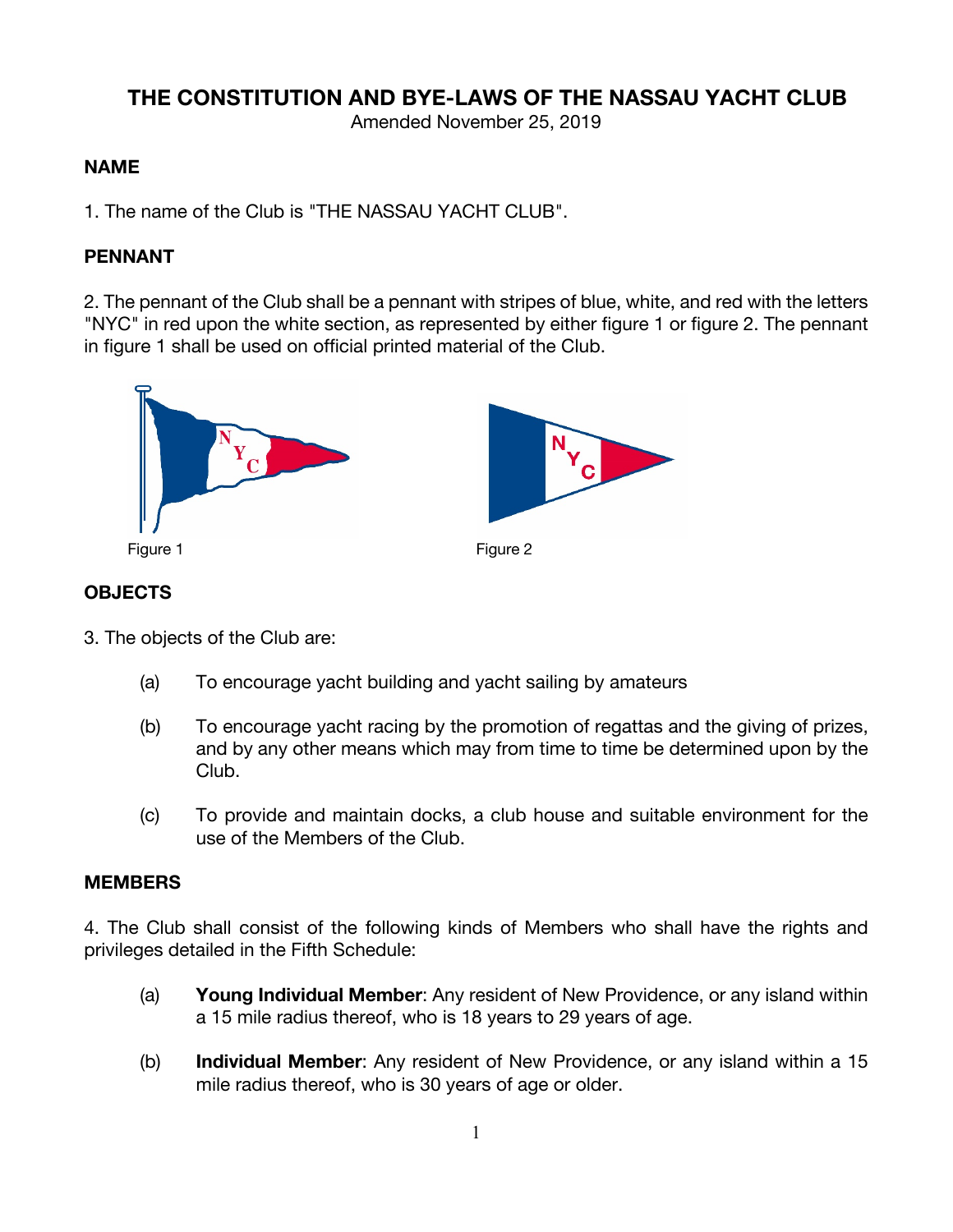# THE CONSTITUTION AND BYE-LAWS OF THE NASSAU YACHT CLUB

Amended November 25, 2019

## NAME

1. The name of the Club is "THE NASSAU YACHT CLUB".

## PENNANT

2. The pennant of the Club shall be a pennant with stripes of blue, white, and red with the letters "NYC" in red upon the white section, as represented by either figure 1 or figure 2. The pennant in figure 1 shall be used on official printed material of the Club.

Figure 1

Figure 2

## OBJECTS

3. The objects of the Club are:

(a) To encourage yacht building and yacht sailing by amateurs

(b) To encourage yacht racing by the promotion of regattas and the giving of prizes, and by any other means which may from time to time be determined upon by the Club.

(c) To provide and maintain docks, a club house and suitable environment for the use of the Members of the Club.

## MEMBERS

4. The Club shall consist of the following kinds of Members who shall have the rights and privileges detailed in the Fifth Schedule:

(a) **Young Individual Member**: Any resident of New Providence, or any island within a 15 mile radius thereof, who is 18 years to 29 years of age.

(b) **Individual Member**: Any resident of New Providence, or any island within a 15 mile radius thereof, who is 30 years of age or older.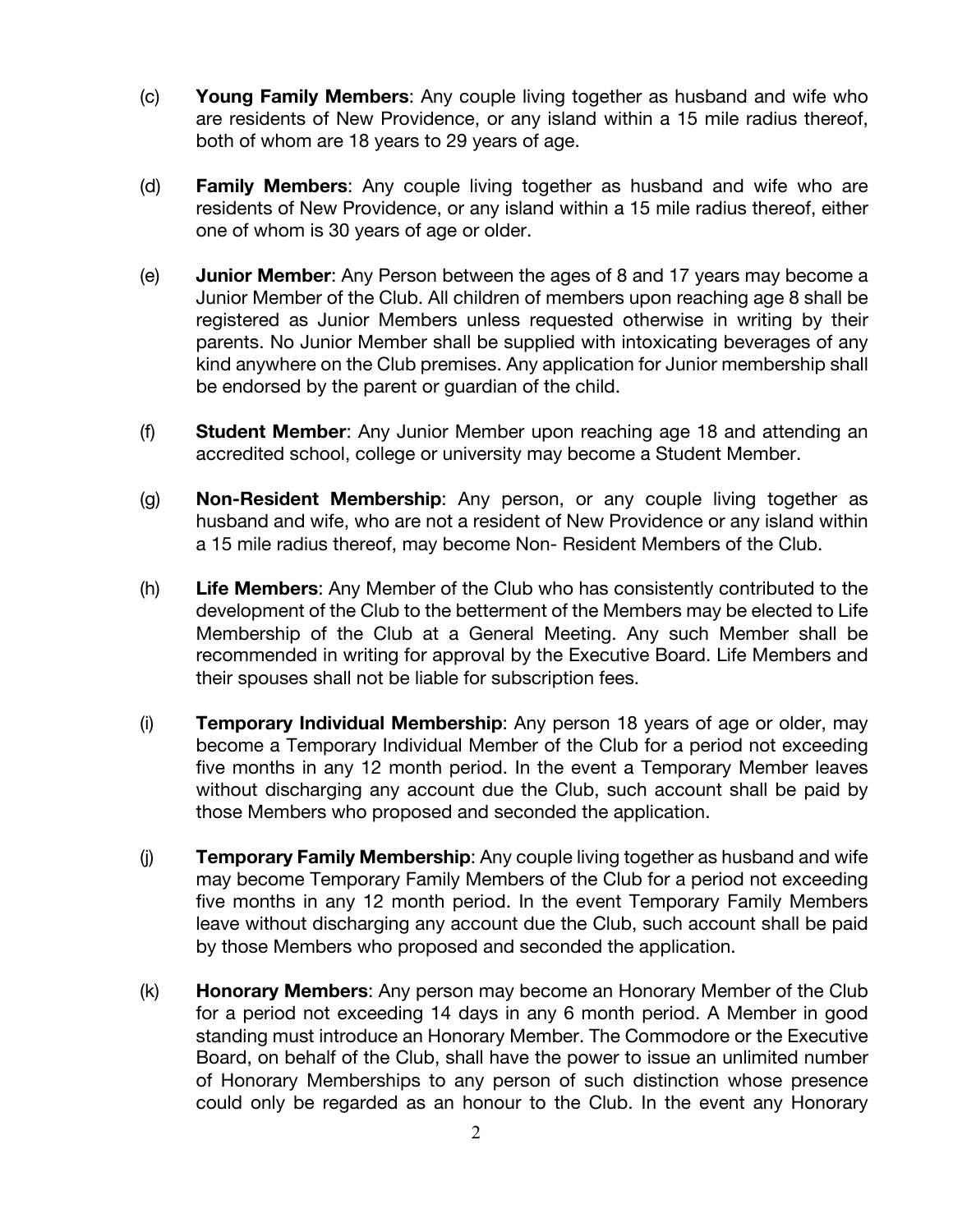(c) **Young Family Members**: Any couple living together as husband and wife who are residents of New Providence, or any island within a 15 mile radius thereof, both of whom are 18 years to 29 years of age.

(d) **Family Members**: Any couple living together as husband and wife who are residents of New Providence, or any island within a 15 mile radius thereof, either one of whom is 30 years of age or older.

(e) **Junior Member**: Any Person between the ages of 8 and 17 years may become a Junior Member of the Club. All children of members upon reaching age 8 shall be registered as Junior Members unless requested otherwise in writing by their parents. No Junior Member shall be supplied with intoxicating beverages of any kind anywhere on the Club premises. Any application for Junior membership shall be endorsed by the parent or guardian of the child.

(f) **Student Member**: Any Junior Member upon reaching age 18 and attending an accredited school, college or university may become a Student Member.

(g) **Non-Resident Membership**: Any person, or any couple living together as husband and wife, who are not a resident of New Providence or any island within a 15 mile radius thereof, may become Non- Resident Members of the Club.

(h) **Life Members**: Any Member of the Club who has consistently contributed to the development of the Club to the betterment of the Members may be elected to Life Membership of the Club at a General Meeting. Any such Member shall be recommended in writing for approval by the Executive Board. Life Members and their spouses shall not be liable for subscription fees.

(i) **Temporary Individual Membership**: Any person 18 years of age or older, may become a Temporary Individual Member of the Club for a period not exceeding five months in any 12 month period. In the event a Temporary Member leaves without discharging any account due the Club, such account shall be paid by those Members who proposed and seconded the application.

(j) **Temporary Family Membership**: Any couple living together as husband and wife may become Temporary Family Members of the Club for a period not exceeding five months in any 12 month period. In the event Temporary Family Members leave without discharging any account due the Club, such account shall be paid by those Members who proposed and seconded the application.

(k) **Honorary Members**: Any person may become an Honorary Member of the Club for a period not exceeding 14 days in any 6 month period. A Member in good standing must introduce an Honorary Member. The Commodore or the Executive Board, on behalf of the Club, shall have the power to issue an unlimited number of Honorary Memberships to any person of such distinction whose presence could only be regarded as an honour to the Club. In the event any Honorary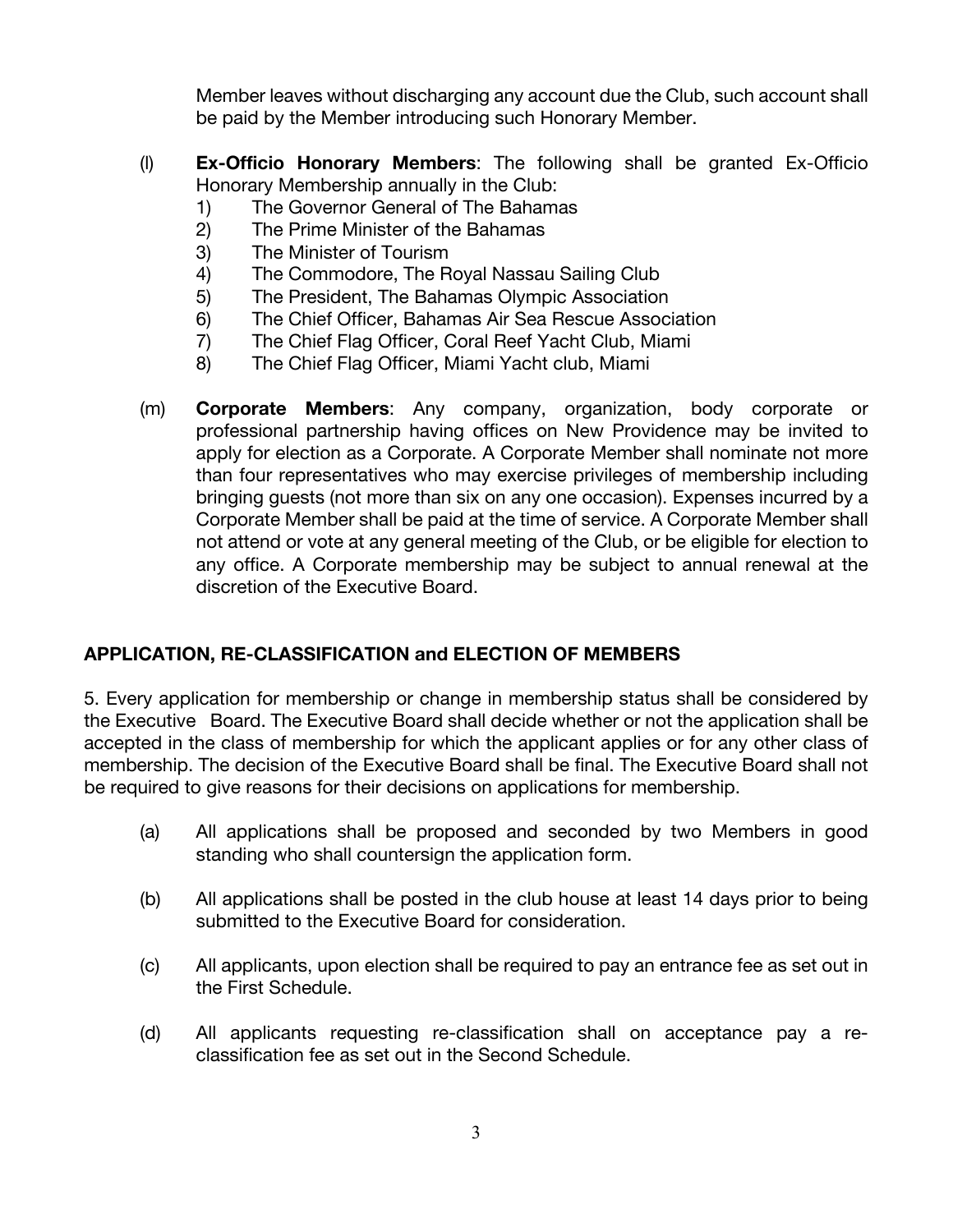Member leaves without discharging any account due the Club, such account shall be paid by the Member introducing such Honorary Member.

(l) **Ex-Officio Honorary Members**: The following shall be granted Ex-Officio Honorary Membership annually in the Club:

1) The Governor General of The Bahamas
2) The Prime Minister of the Bahamas
3) The Minister of Tourism
4) The Commodore, The Royal Nassau Sailing Club
5) The President, The Bahamas Olympic Association
6) The Chief Officer, Bahamas Air Sea Rescue Association
7) The Chief Flag Officer, Coral Reef Yacht Club, Miami
8) The Chief Flag Officer, Miami Yacht club, Miami

(m) **Corporate Members**: Any company, organization, body corporate or professional partnership having offices on New Providence may be invited to apply for election as a Corporate. A Corporate Member shall nominate not more than four representatives who may exercise privileges of membership including bringing guests (not more than six on any one occasion). Expenses incurred by a Corporate Member shall be paid at the time of service. A Corporate Member shall not attend or vote at any general meeting of the Club, or be eligible for election to any office. A Corporate membership may be subject to annual renewal at the discretion of the Executive Board.

## APPLICATION, RE-CLASSIFICATION and ELECTION OF MEMBERS

5. Every application for membership or change in membership status shall be considered by the Executive Board. The Executive Board shall decide whether or not the application shall be accepted in the class of membership for which the applicant applies or for any other class of membership. The decision of the Executive Board shall be final. The Executive Board shall not be required to give reasons for their decisions on applications for membership.

(a) All applications shall be proposed and seconded by two Members in good standing who shall countersign the application form.

(b) All applications shall be posted in the club house at least 14 days prior to being submitted to the Executive Board for consideration.

(c) All applicants, upon election shall be required to pay an entrance fee as set out in the First Schedule.

(d) All applicants requesting re-classification shall on acceptance pay a re-classification fee as set out in the Second Schedule.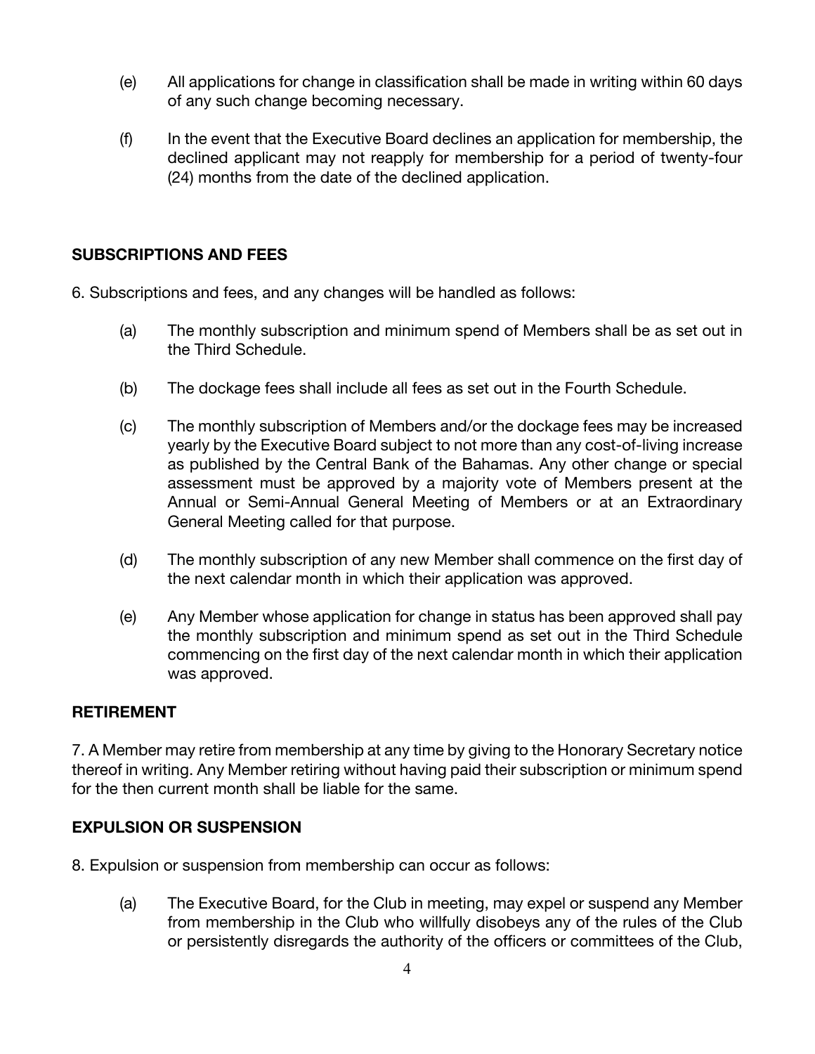(e) All applications for change in classification shall be made in writing within 60 days of any such change becoming necessary.

(f) In the event that the Executive Board declines an application for membership, the declined applicant may not reapply for membership for a period of twenty-four (24) months from the date of the declined application.

## SUBSCRIPTIONS AND FEES

6. Subscriptions and fees, and any changes will be handled as follows:

(a) The monthly subscription and minimum spend of Members shall be as set out in the Third Schedule.

(b) The dockage fees shall include all fees as set out in the Fourth Schedule.

(c) The monthly subscription of Members and/or the dockage fees may be increased yearly by the Executive Board subject to not more than any cost-of-living increase as published by the Central Bank of the Bahamas. Any other change or special assessment must be approved by a majority vote of Members present at the Annual or Semi-Annual General Meeting of Members or at an Extraordinary General Meeting called for that purpose.

(d) The monthly subscription of any new Member shall commence on the first day of the next calendar month in which their application was approved.

(e) Any Member whose application for change in status has been approved shall pay the monthly subscription and minimum spend as set out in the Third Schedule commencing on the first day of the next calendar month in which their application was approved.

## RETIREMENT

7. A Member may retire from membership at any time by giving to the Honorary Secretary notice thereof in writing. Any Member retiring without having paid their subscription or minimum spend for the then current month shall be liable for the same.

## EXPULSION OR SUSPENSION

8. Expulsion or suspension from membership can occur as follows:

(a) The Executive Board, for the Club in meeting, may expel or suspend any Member from membership in the Club who willfully disobeys any of the rules of the Club or persistently disregards the authority of the officers or committees of the Club,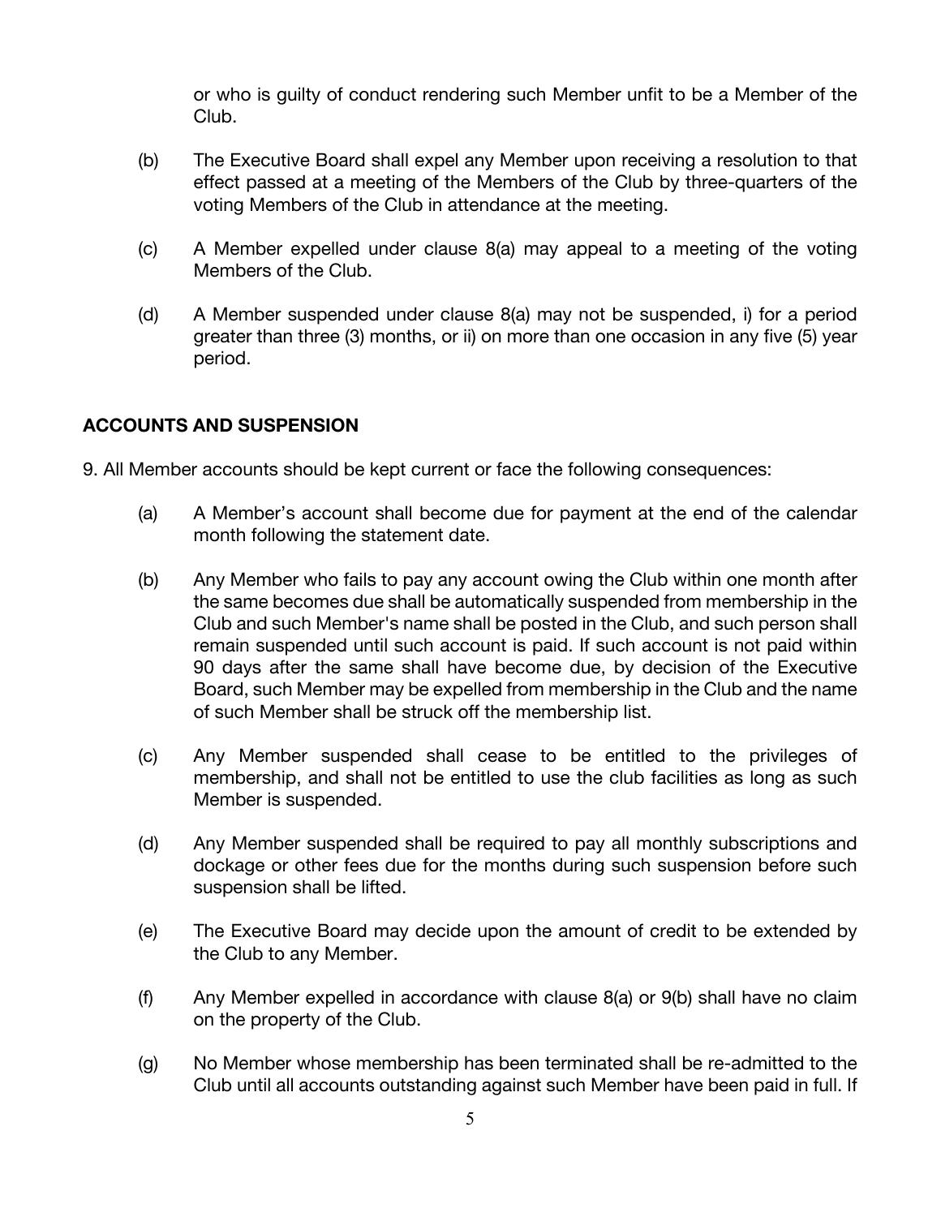or who is guilty of conduct rendering such Member unfit to be a Member of the Club.

(b) The Executive Board shall expel any Member upon receiving a resolution to that effect passed at a meeting of the Members of the Club by three-quarters of the voting Members of the Club in attendance at the meeting.

(c) A Member expelled under clause 8(a) may appeal to a meeting of the voting Members of the Club.

(d) A Member suspended under clause 8(a) may not be suspended, i) for a period greater than three (3) months, or ii) on more than one occasion in any five (5) year period.

## ACCOUNTS AND SUSPENSION

9. All Member accounts should be kept current or face the following consequences:

(a) A Member's account shall become due for payment at the end of the calendar month following the statement date.

(b) Any Member who fails to pay any account owing the Club within one month after the same becomes due shall be automatically suspended from membership in the Club and such Member's name shall be posted in the Club, and such person shall remain suspended until such account is paid. If such account is not paid within 90 days after the same shall have become due, by decision of the Executive Board, such Member may be expelled from membership in the Club and the name of such Member shall be struck off the membership list.

(c) Any Member suspended shall cease to be entitled to the privileges of membership, and shall not be entitled to use the club facilities as long as such Member is suspended.

(d) Any Member suspended shall be required to pay all monthly subscriptions and dockage or other fees due for the months during such suspension before such suspension shall be lifted.

(e) The Executive Board may decide upon the amount of credit to be extended by the Club to any Member.

(f) Any Member expelled in accordance with clause 8(a) or 9(b) shall have no claim on the property of the Club.

(g) No Member whose membership has been terminated shall be re-admitted to the Club until all accounts outstanding against such Member have been paid in full. If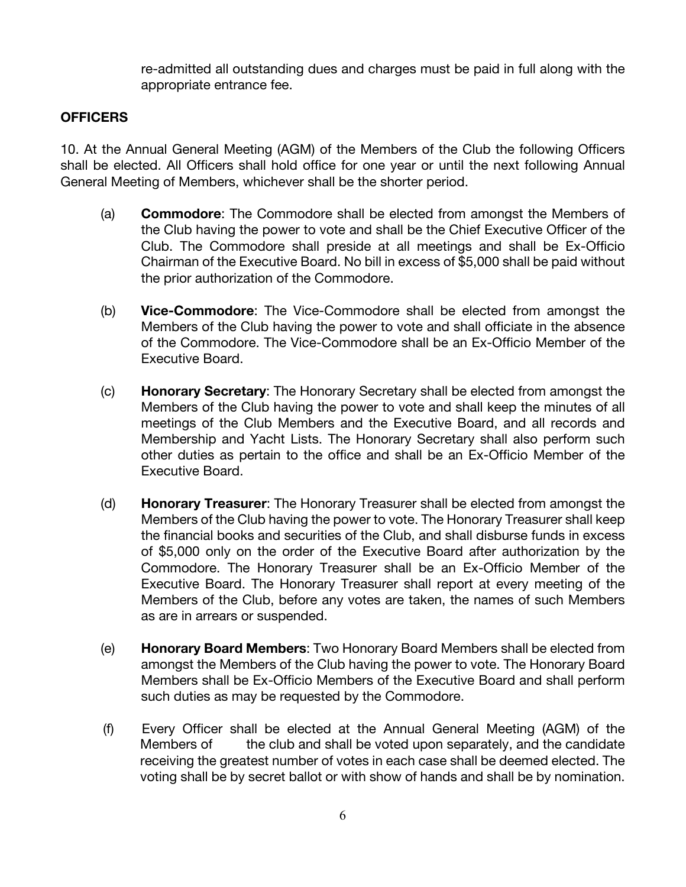re-admitted all outstanding dues and charges must be paid in full along with the appropriate entrance fee.

**OFFICERS**

10. At the Annual General Meeting (AGM) of the Members of the Club the following Officers shall be elected. All Officers shall hold office for one year or until the next following Annual General Meeting of Members, whichever shall be the shorter period.

(a) **Commodore**: The Commodore shall be elected from amongst the Members of the Club having the power to vote and shall be the Chief Executive Officer of the Club. The Commodore shall preside at all meetings and shall be Ex-Officio Chairman of the Executive Board. No bill in excess of $5,000 shall be paid without the prior authorization of the Commodore.

(b) **Vice-Commodore**: The Vice-Commodore shall be elected from amongst the Members of the Club having the power to vote and shall officiate in the absence of the Commodore. The Vice-Commodore shall be an Ex-Officio Member of the Executive Board.

(c) **Honorary Secretary**: The Honorary Secretary shall be elected from amongst the Members of the Club having the power to vote and shall keep the minutes of all meetings of the Club Members and the Executive Board, and all records and Membership and Yacht Lists. The Honorary Secretary shall also perform such other duties as pertain to the office and shall be an Ex-Officio Member of the Executive Board.

(d) **Honorary Treasurer**: The Honorary Treasurer shall be elected from amongst the Members of the Club having the power to vote. The Honorary Treasurer shall keep the financial books and securities of the Club, and shall disburse funds in excess of $5,000 only on the order of the Executive Board after authorization by the Commodore. The Honorary Treasurer shall be an Ex-Officio Member of the Executive Board. The Honorary Treasurer shall report at every meeting of the Members of the Club, before any votes are taken, the names of such Members as are in arrears or suspended.

(e) **Honorary Board Members**: Two Honorary Board Members shall be elected from amongst the Members of the Club having the power to vote. The Honorary Board Members shall be Ex-Officio Members of the Executive Board and shall perform such duties as may be requested by the Commodore.

(f) Every Officer shall be elected at the Annual General Meeting (AGM) of the Members of the club and shall be voted upon separately, and the candidate receiving the greatest number of votes in each case shall be deemed elected. The voting shall be by secret ballot or with show of hands and shall be by nomination.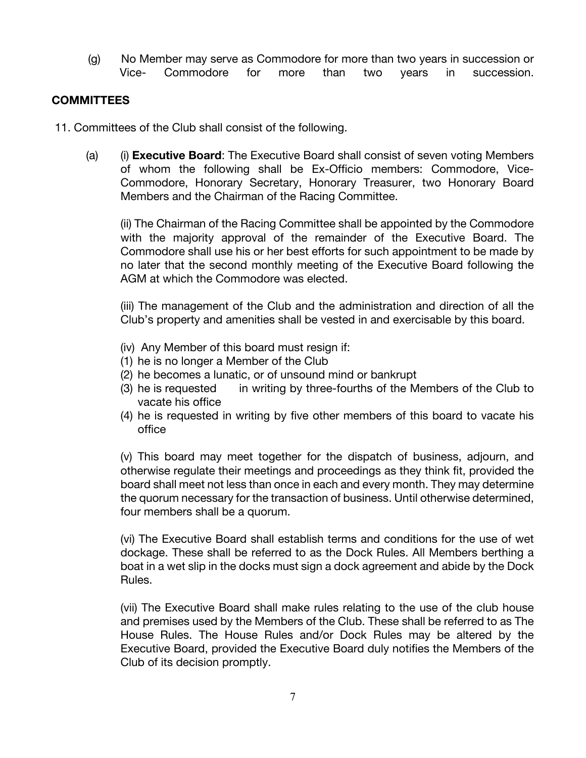(g) No Member may serve as Commodore for more than two years in succession or Vice- Commodore for more than two years in succession.

## COMMITTEES

11. Committees of the Club shall consist of the following.

(a) (i) **Executive Board**: The Executive Board shall consist of seven voting Members of whom the following shall be Ex-Officio members: Commodore, Vice-Commodore, Honorary Secretary, Honorary Treasurer, two Honorary Board Members and the Chairman of the Racing Committee.

(ii) The Chairman of the Racing Committee shall be appointed by the Commodore with the majority approval of the remainder of the Executive Board. The Commodore shall use his or her best efforts for such appointment to be made by no later that the second monthly meeting of the Executive Board following the AGM at which the Commodore was elected.

(iii) The management of the Club and the administration and direction of all the Club's property and amenities shall be vested in and exercisable by this board.

(iv) Any Member of this board must resign if:
(1) he is no longer a Member of the Club
(2) he becomes a lunatic, or of unsound mind or bankrupt
(3) he is requested in writing by three-fourths of the Members of the Club to vacate his office
(4) he is requested in writing by five other members of this board to vacate his office

(v) This board may meet together for the dispatch of business, adjourn, and otherwise regulate their meetings and proceedings as they think fit, provided the board shall meet not less than once in each and every month. They may determine the quorum necessary for the transaction of business. Until otherwise determined, four members shall be a quorum.

(vi) The Executive Board shall establish terms and conditions for the use of wet dockage. These shall be referred to as the Dock Rules. All Members berthing a boat in a wet slip in the docks must sign a dock agreement and abide by the Dock Rules.

(vii) The Executive Board shall make rules relating to the use of the club house and premises used by the Members of the Club. These shall be referred to as The House Rules. The House Rules and/or Dock Rules may be altered by the Executive Board, provided the Executive Board duly notifies the Members of the Club of its decision promptly.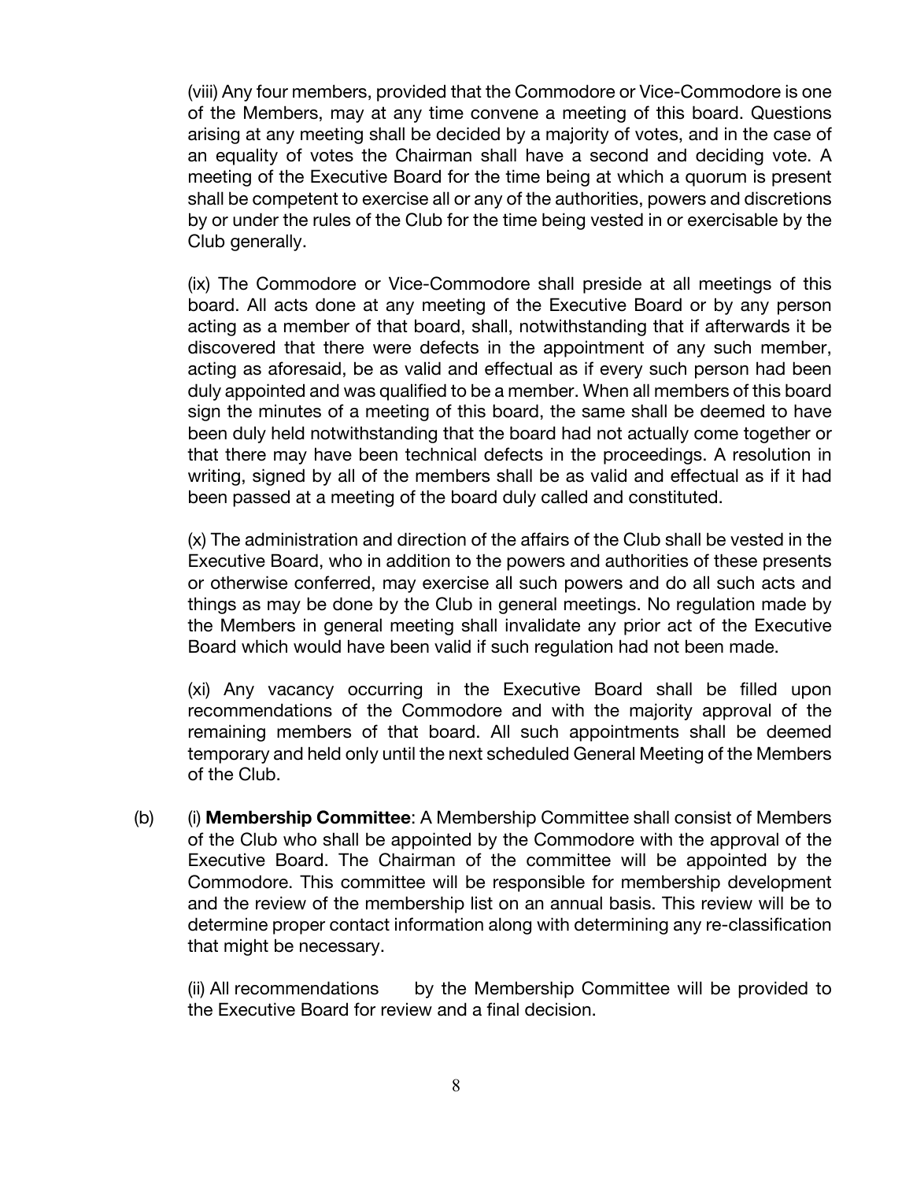(viii) Any four members, provided that the Commodore or Vice-Commodore is one of the Members, may at any time convene a meeting of this board. Questions arising at any meeting shall be decided by a majority of votes, and in the case of an equality of votes the Chairman shall have a second and deciding vote. A meeting of the Executive Board for the time being at which a quorum is present shall be competent to exercise all or any of the authorities, powers and discretions by or under the rules of the Club for the time being vested in or exercisable by the Club generally.

(ix) The Commodore or Vice-Commodore shall preside at all meetings of this board. All acts done at any meeting of the Executive Board or by any person acting as a member of that board, shall, notwithstanding that if afterwards it be discovered that there were defects in the appointment of any such member, acting as aforesaid, be as valid and effectual as if every such person had been duly appointed and was qualified to be a member. When all members of this board sign the minutes of a meeting of this board, the same shall be deemed to have been duly held notwithstanding that the board had not actually come together or that there may have been technical defects in the proceedings. A resolution in writing, signed by all of the members shall be as valid and effectual as if it had been passed at a meeting of the board duly called and constituted.

(x) The administration and direction of the affairs of the Club shall be vested in the Executive Board, who in addition to the powers and authorities of these presents or otherwise conferred, may exercise all such powers and do all such acts and things as may be done by the Club in general meetings. No regulation made by the Members in general meeting shall invalidate any prior act of the Executive Board which would have been valid if such regulation had not been made.

(xi) Any vacancy occurring in the Executive Board shall be filled upon recommendations of the Commodore and with the majority approval of the remaining members of that board. All such appointments shall be deemed temporary and held only until the next scheduled General Meeting of the Members of the Club.

(b) (i) **Membership Committee**: A Membership Committee shall consist of Members of the Club who shall be appointed by the Commodore with the approval of the Executive Board. The Chairman of the committee will be appointed by the Commodore. This committee will be responsible for membership development and the review of the membership list on an annual basis. This review will be to determine proper contact information along with determining any re-classification that might be necessary.

(ii) All recommendations by the Membership Committee will be provided to the Executive Board for review and a final decision.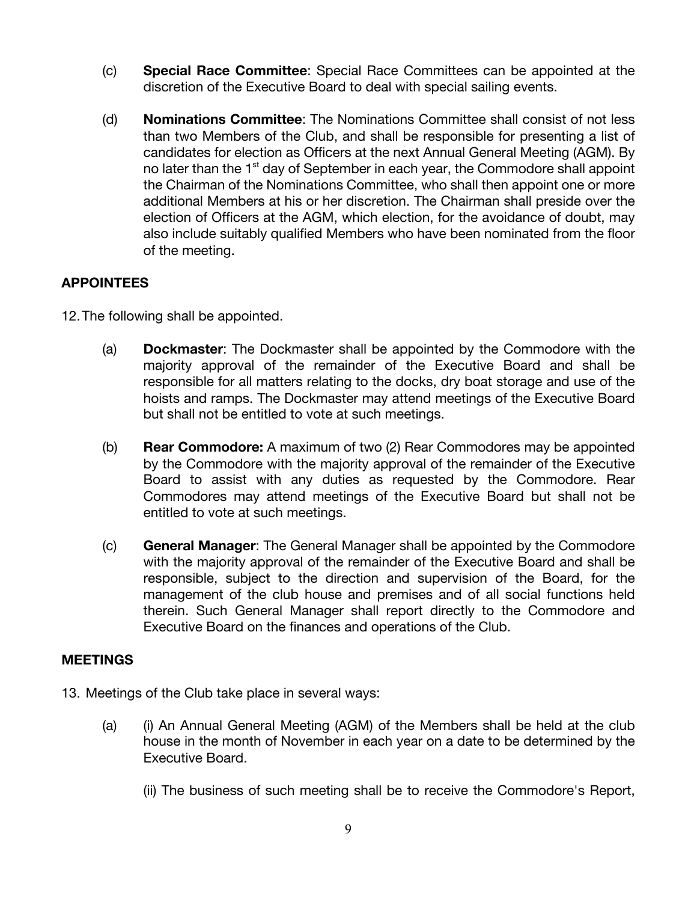(c) **Special Race Committee**: Special Race Committees can be appointed at the discretion of the Executive Board to deal with special sailing events.

(d) **Nominations Committee**: The Nominations Committee shall consist of not less than two Members of the Club, and shall be responsible for presenting a list of candidates for election as Officers at the next Annual General Meeting (AGM). By no later than the 1st day of September in each year, the Commodore shall appoint the Chairman of the Nominations Committee, who shall then appoint one or more additional Members at his or her discretion. The Chairman shall preside over the election of Officers at the AGM, which election, for the avoidance of doubt, may also include suitably qualified Members who have been nominated from the floor of the meeting.

## APPOINTEES

12. The following shall be appointed.

(a) **Dockmaster**: The Dockmaster shall be appointed by the Commodore with the majority approval of the remainder of the Executive Board and shall be responsible for all matters relating to the docks, dry boat storage and use of the hoists and ramps. The Dockmaster may attend meetings of the Executive Board but shall not be entitled to vote at such meetings.

(b) **Rear Commodore:** A maximum of two (2) Rear Commodores may be appointed by the Commodore with the majority approval of the remainder of the Executive Board to assist with any duties as requested by the Commodore. Rear Commodores may attend meetings of the Executive Board but shall not be entitled to vote at such meetings.

(c) **General Manager**: The General Manager shall be appointed by the Commodore with the majority approval of the remainder of the Executive Board and shall be responsible, subject to the direction and supervision of the Board, for the management of the club house and premises and of all social functions held therein. Such General Manager shall report directly to the Commodore and Executive Board on the finances and operations of the Club.

## MEETINGS

13. Meetings of the Club take place in several ways:

(a) (i) An Annual General Meeting (AGM) of the Members shall be held at the club house in the month of November in each year on a date to be determined by the Executive Board.

(ii) The business of such meeting shall be to receive the Commodore's Report,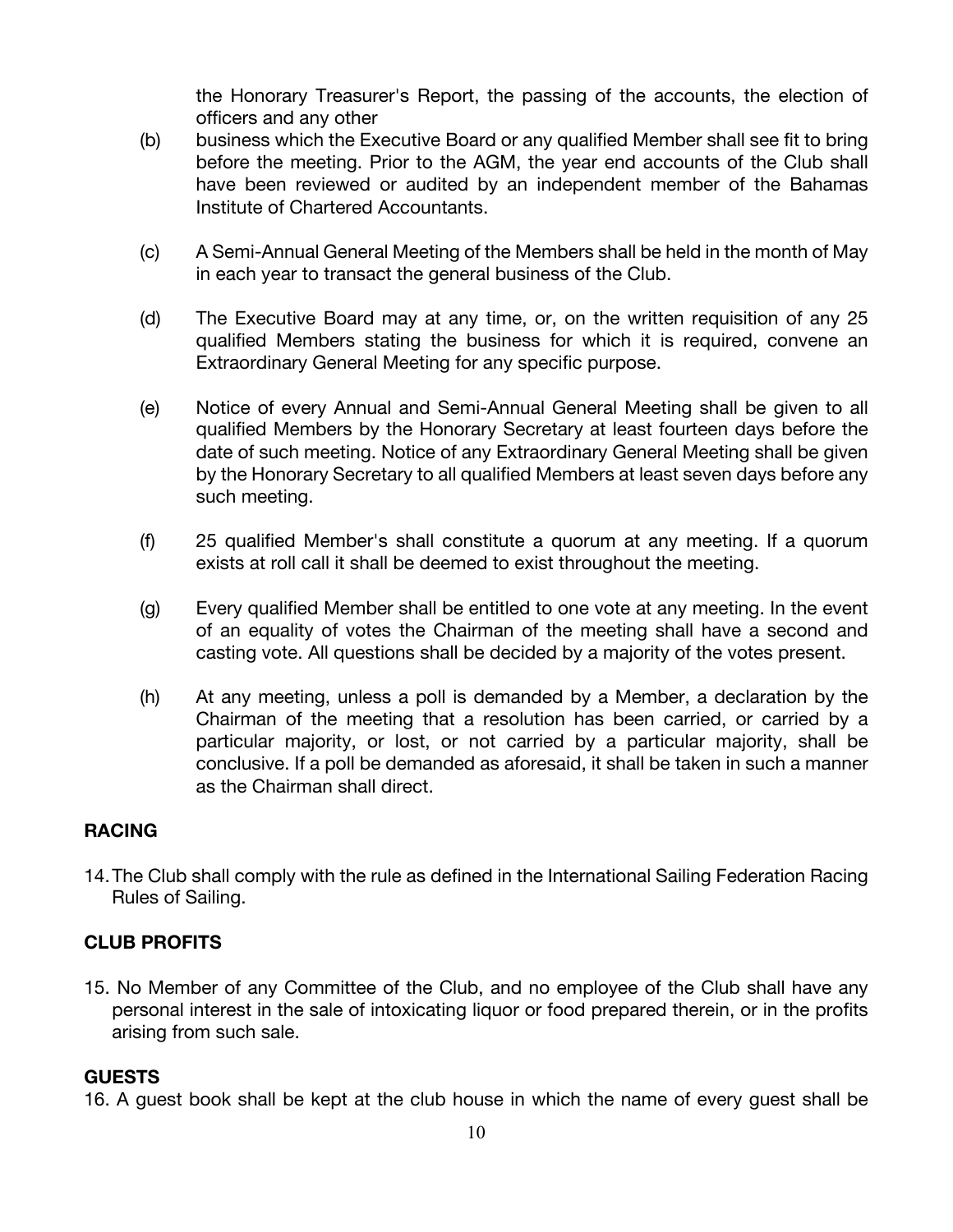the Honorary Treasurer's Report, the passing of the accounts, the election of officers and any other

(b) business which the Executive Board or any qualified Member shall see fit to bring before the meeting. Prior to the AGM, the year end accounts of the Club shall have been reviewed or audited by an independent member of the Bahamas Institute of Chartered Accountants.

(c) A Semi-Annual General Meeting of the Members shall be held in the month of May in each year to transact the general business of the Club.

(d) The Executive Board may at any time, or, on the written requisition of any 25 qualified Members stating the business for which it is required, convene an Extraordinary General Meeting for any specific purpose.

(e) Notice of every Annual and Semi-Annual General Meeting shall be given to all qualified Members by the Honorary Secretary at least fourteen days before the date of such meeting. Notice of any Extraordinary General Meeting shall be given by the Honorary Secretary to all qualified Members at least seven days before any such meeting.

(f) 25 qualified Member's shall constitute a quorum at any meeting. If a quorum exists at roll call it shall be deemed to exist throughout the meeting.

(g) Every qualified Member shall be entitled to one vote at any meeting. In the event of an equality of votes the Chairman of the meeting shall have a second and casting vote. All questions shall be decided by a majority of the votes present.

(h) At any meeting, unless a poll is demanded by a Member, a declaration by the Chairman of the meeting that a resolution has been carried, or carried by a particular majority, or lost, or not carried by a particular majority, shall be conclusive. If a poll be demanded as aforesaid, it shall be taken in such a manner as the Chairman shall direct.

**RACING**

14. The Club shall comply with the rule as defined in the International Sailing Federation Racing Rules of Sailing.

**CLUB PROFITS**

15. No Member of any Committee of the Club, and no employee of the Club shall have any personal interest in the sale of intoxicating liquor or food prepared therein, or in the profits arising from such sale.

**GUESTS**

16. A guest book shall be kept at the club house in which the name of every guest shall be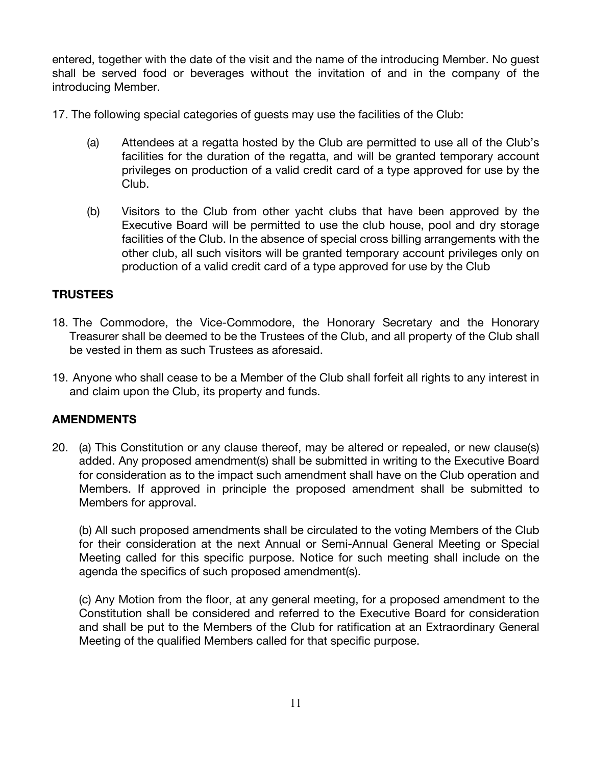entered, together with the date of the visit and the name of the introducing Member. No guest shall be served food or beverages without the invitation of and in the company of the introducing Member.

17. The following special categories of guests may use the facilities of the Club:

    (a) Attendees at a regatta hosted by the Club are permitted to use all of the Club's facilities for the duration of the regatta, and will be granted temporary account privileges on production of a valid credit card of a type approved for use by the Club.

    (b) Visitors to the Club from other yacht clubs that have been approved by the Executive Board will be permitted to use the club house, pool and dry storage facilities of the Club. In the absence of special cross billing arrangements with the other club, all such visitors will be granted temporary account privileges only on production of a valid credit card of a type approved for use by the Club

## TRUSTEES

18. The Commodore, the Vice-Commodore, the Honorary Secretary and the Honorary Treasurer shall be deemed to be the Trustees of the Club, and all property of the Club shall be vested in them as such Trustees as aforesaid.

19. Anyone who shall cease to be a Member of the Club shall forfeit all rights to any interest in and claim upon the Club, its property and funds.

## AMENDMENTS

20. (a) This Constitution or any clause thereof, may be altered or repealed, or new clause(s) added. Any proposed amendment(s) shall be submitted in writing to the Executive Board for consideration as to the impact such amendment shall have on the Club operation and Members. If approved in principle the proposed amendment shall be submitted to Members for approval.

    (b) All such proposed amendments shall be circulated to the voting Members of the Club for their consideration at the next Annual or Semi-Annual General Meeting or Special Meeting called for this specific purpose. Notice for such meeting shall include on the agenda the specifics of such proposed amendment(s).

    (c) Any Motion from the floor, at any general meeting, for a proposed amendment to the Constitution shall be considered and referred to the Executive Board for consideration and shall be put to the Members of the Club for ratification at an Extraordinary General Meeting of the qualified Members called for that specific purpose.